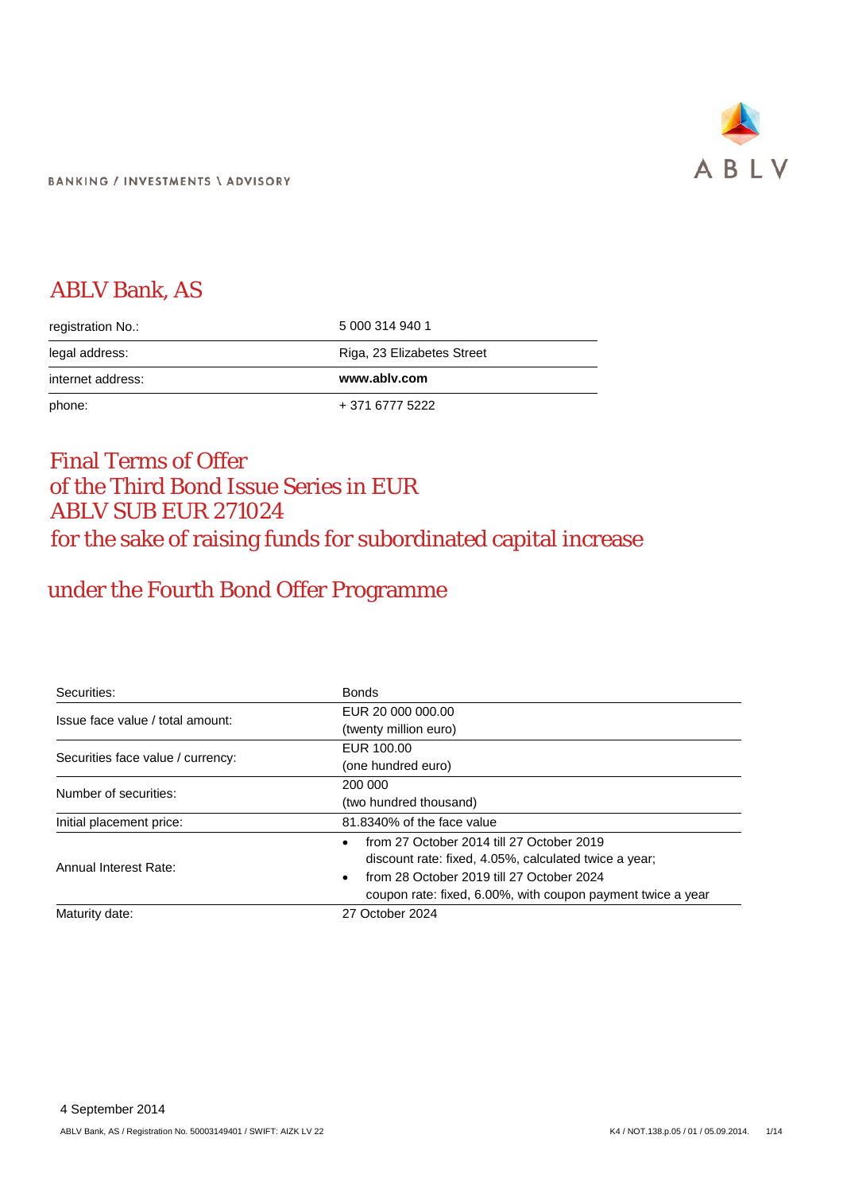BANKING / INVESTMENTS \ ADVISORY

ABLV

# ABLV Bank, AS

| registration No.: | 5 000 314 940 1 |
|---|---|
| legal address: | Riga, 23 Elizabetes Street |
| internet address: | **www.ablv.com** |
| phone: | + 371 6777 5222 |

# Final Terms of Offer of the Third Bond Issue Series in EUR ABLV SUB EUR 271024 for the sake of raising funds for subordinated capital increase

## under the Fourth Bond Offer Programme

| Securities: | Bonds |
|---|---|
| Issue face value / total amount: | EUR 20 000 000.00 (twenty million euro) |
| Securities face value / currency: | EUR 100.00 (one hundred euro) |
| Number of securities: | 200 000 (two hundred thousand) |
| Initial placement price: | 81.8340% of the face value |
| Annual Interest Rate: | • from 27 October 2014 till 27 October 2019 discount rate: fixed, 4.05%, calculated twice a year; • from 28 October 2019 till 27 October 2024 coupon rate: fixed, 6.00%, with coupon payment twice a year |
| Maturity date: | 27 October 2024 |

4 September 2014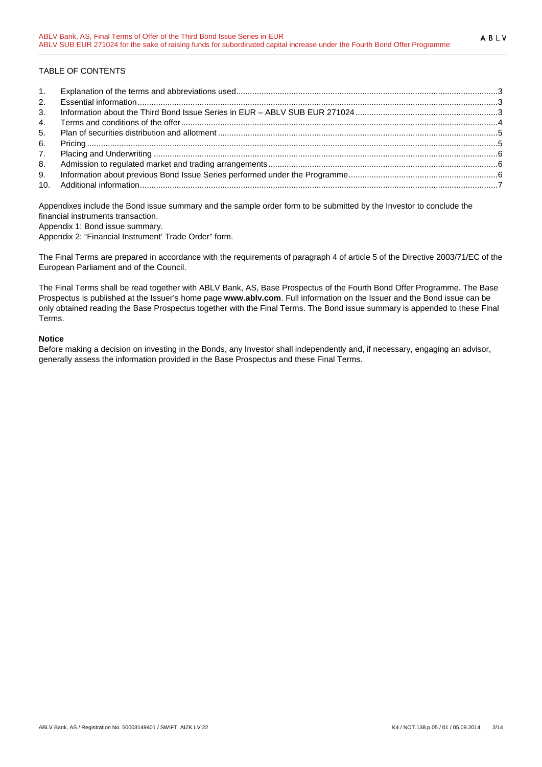TABLE OF CONTENTS

1. Explanation of the terms and abbreviations used ... 3
2. Essential information ... 3
3. Information about the Third Bond Issue Series in EUR – ABLV SUB EUR 271024 ... 3
4. Terms and conditions of the offer ... 4
5. Plan of securities distribution and allotment ... 5
6. Pricing ... 5
7. Placing and Underwriting ... 6
8. Admission to regulated market and trading arrangements ... 6
9. Information about previous Bond Issue Series performed under the Programme ... 6
10. Additional information ... 7

Appendixes include the Bond issue summary and the sample order form to be submitted by the Investor to conclude the financial instruments transaction.

Appendix 1: Bond issue summary.

Appendix 2: "Financial Instrument' Trade Order" form.

The Final Terms are prepared in accordance with the requirements of paragraph 4 of article 5 of the Directive 2003/71/EC of the European Parliament and of the Council.

The Final Terms shall be read together with ABLV Bank, AS, Base Prospectus of the Fourth Bond Offer Programme. The Base Prospectus is published at the Issuer's home page **www.ablv.com**. Full information on the Issuer and the Bond issue can be only obtained reading the Base Prospectus together with the Final Terms. The Bond issue summary is appended to these Final Terms.

**Notice**

Before making a decision on investing in the Bonds, any Investor shall independently and, if necessary, engaging an advisor, generally assess the information provided in the Base Prospectus and these Final Terms.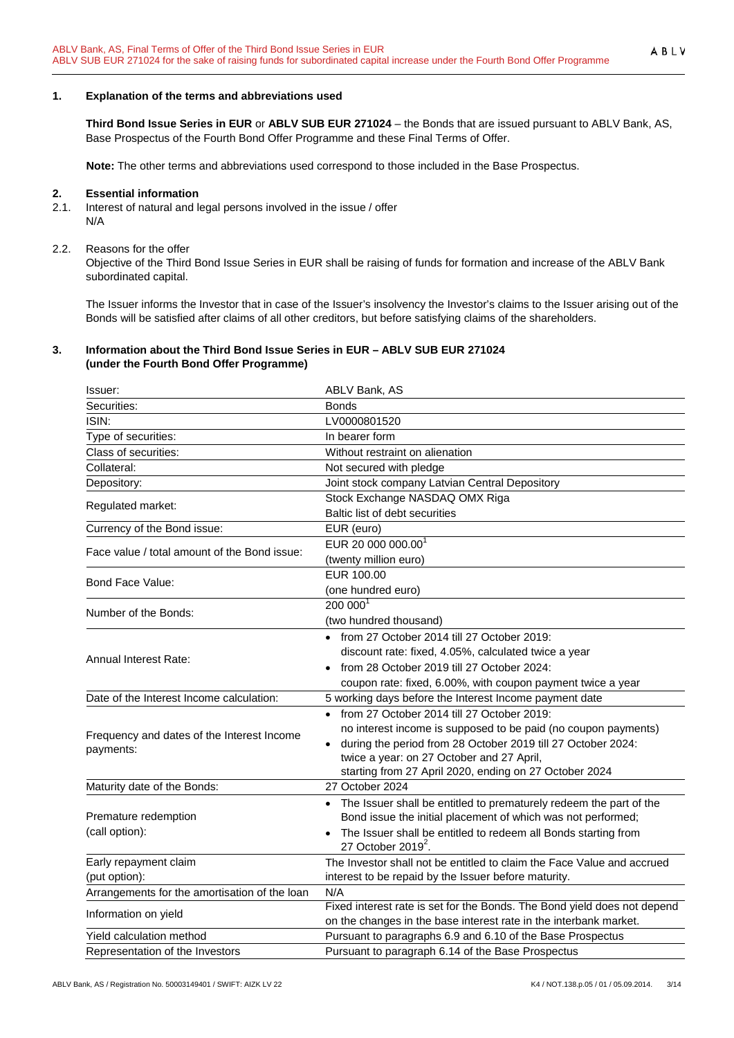## 1. Explanation of the terms and abbreviations used

**Third Bond Issue Series in EUR** or **ABLV SUB EUR 271024** – the Bonds that are issued pursuant to ABLV Bank, AS, Base Prospectus of the Fourth Bond Offer Programme and these Final Terms of Offer.

**Note:** The other terms and abbreviations used correspond to those included in the Base Prospectus.

## 2. Essential information

2.1. Interest of natural and legal persons involved in the issue / offer
N/A

2.2. Reasons for the offer
Objective of the Third Bond Issue Series in EUR shall be raising of funds for formation and increase of the ABLV Bank subordinated capital.

The Issuer informs the Investor that in case of the Issuer's insolvency the Investor's claims to the Issuer arising out of the Bonds will be satisfied after claims of all other creditors, but before satisfying claims of the shareholders.

## 3. Information about the Third Bond Issue Series in EUR – ABLV SUB EUR 271024 (under the Fourth Bond Offer Programme)

| | |
|---|---|
| Issuer: | ABLV Bank, AS |
| Securities: | Bonds |
| ISIN: | LV0000801520 |
| Type of securities: | In bearer form |
| Class of securities: | Without restraint on alienation |
| Collateral: | Not secured with pledge |
| Depository: | Joint stock company Latvian Central Depository |
| Regulated market: | Stock Exchange NASDAQ OMX Riga<br>Baltic list of debt securities |
| Currency of the Bond issue: | EUR (euro) |
| Face value / total amount of the Bond issue: | EUR 20 000 000.00[1]<br>(twenty million euro) |
| Bond Face Value: | EUR 100.00<br>(one hundred euro) |
| Number of the Bonds: | 200 000[1]<br>(two hundred thousand) |
| Annual Interest Rate: | • from 27 October 2014 till 27 October 2019: discount rate: fixed, 4.05%, calculated twice a year<br>• from 28 October 2019 till 27 October 2024: coupon rate: fixed, 6.00%, with coupon payment twice a year |
| Date of the Interest Income calculation: | 5 working days before the Interest Income payment date |
| Frequency and dates of the Interest Income payments: | • from 27 October 2014 till 27 October 2019: no interest income is supposed to be paid (no coupon payments)<br>• during the period from 28 October 2019 till 27 October 2024: twice a year: on 27 October and 27 April, starting from 27 April 2020, ending on 27 October 2024 |
| Maturity date of the Bonds: | 27 October 2024 |
| Premature redemption (call option): | • The Issuer shall be entitled to prematurely redeem the part of the Bond issue the initial placement of which was not performed;<br>• The Issuer shall be entitled to redeem all Bonds starting from 27 October 2019[2]. |
| Early repayment claim (put option): | The Investor shall not be entitled to claim the Face Value and accrued interest to be repaid by the Issuer before maturity. |
| Arrangements for the amortisation of the loan | N/A |
| Information on yield | Fixed interest rate is set for the Bonds. The Bond yield does not depend on the changes in the base interest rate in the interbank market. |
| Yield calculation method | Pursuant to paragraphs 6.9 and 6.10 of the Base Prospectus |
| Representation of the Investors | Pursuant to paragraph 6.14 of the Base Prospectus |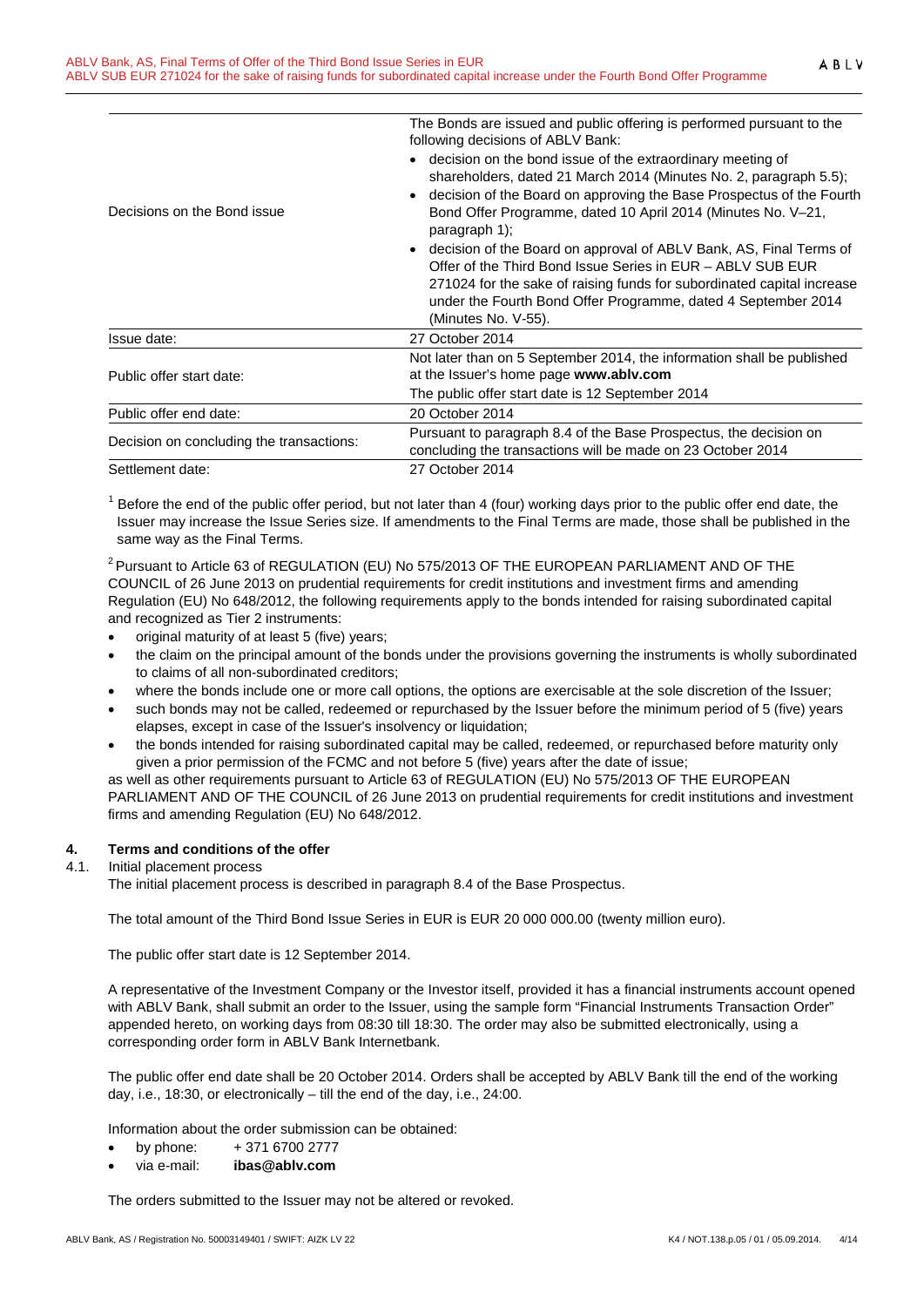| | |
|---|---|
| Decisions on the Bond issue | The Bonds are issued and public offering is performed pursuant to the following decisions of ABLV Bank:<br>• decision on the bond issue of the extraordinary meeting of shareholders, dated 21 March 2014 (Minutes No. 2, paragraph 5.5);<br>• decision of the Board on approving the Base Prospectus of the Fourth Bond Offer Programme, dated 10 April 2014 (Minutes No. V–21, paragraph 1);<br>• decision of the Board on approval of ABLV Bank, AS, Final Terms of Offer of the Third Bond Issue Series in EUR – ABLV SUB EUR 271024 for the sake of raising funds for subordinated capital increase under the Fourth Bond Offer Programme, dated 4 September 2014 (Minutes No. V-55). |
| Issue date: | 27 October 2014 |
| Public offer start date: | Not later than on 5 September 2014, the information shall be published at the Issuer's home page **www.ablv.com**<br>The public offer start date is 12 September 2014 |
| Public offer end date: | 20 October 2014 |
| Decision on concluding the transactions: | Pursuant to paragraph 8.4 of the Base Prospectus, the decision on concluding the transactions will be made on 23 October 2014 |
| Settlement date: | 27 October 2014 |

[1] Before the end of the public offer period, but not later than 4 (four) working days prior to the public offer end date, the Issuer may increase the Issue Series size. If amendments to the Final Terms are made, those shall be published in the same way as the Final Terms.

[2] Pursuant to Article 63 of REGULATION (EU) No 575/2013 OF THE EUROPEAN PARLIAMENT AND OF THE COUNCIL of 26 June 2013 on prudential requirements for credit institutions and investment firms and amending Regulation (EU) No 648/2012, the following requirements apply to the bonds intended for raising subordinated capital and recognized as Tier 2 instruments:

- original maturity of at least 5 (five) years;
- the claim on the principal amount of the bonds under the provisions governing the instruments is wholly subordinated to claims of all non-subordinated creditors;
- where the bonds include one or more call options, the options are exercisable at the sole discretion of the Issuer;
- such bonds may not be called, redeemed or repurchased by the Issuer before the minimum period of 5 (five) years elapses, except in case of the Issuer's insolvency or liquidation;
- the bonds intended for raising subordinated capital may be called, redeemed, or repurchased before maturity only given a prior permission of the FCMC and not before 5 (five) years after the date of issue;

as well as other requirements pursuant to Article 63 of REGULATION (EU) No 575/2013 OF THE EUROPEAN PARLIAMENT AND OF THE COUNCIL of 26 June 2013 on prudential requirements for credit institutions and investment firms and amending Regulation (EU) No 648/2012.

## 4. Terms and conditions of the offer

4.1. Initial placement process

The initial placement process is described in paragraph 8.4 of the Base Prospectus.

The total amount of the Third Bond Issue Series in EUR is EUR 20 000 000.00 (twenty million euro).

The public offer start date is 12 September 2014.

A representative of the Investment Company or the Investor itself, provided it has a financial instruments account opened with ABLV Bank, shall submit an order to the Issuer, using the sample form "Financial Instruments Transaction Order" appended hereto, on working days from 08:30 till 18:30. The order may also be submitted electronically, using a corresponding order form in ABLV Bank Internetbank.

The public offer end date shall be 20 October 2014. Orders shall be accepted by ABLV Bank till the end of the working day, i.e., 18:30, or electronically – till the end of the day, i.e., 24:00.

Information about the order submission can be obtained:

- by phone: + 371 6700 2777
- via e-mail: **ibas@ablv.com**

The orders submitted to the Issuer may not be altered or revoked.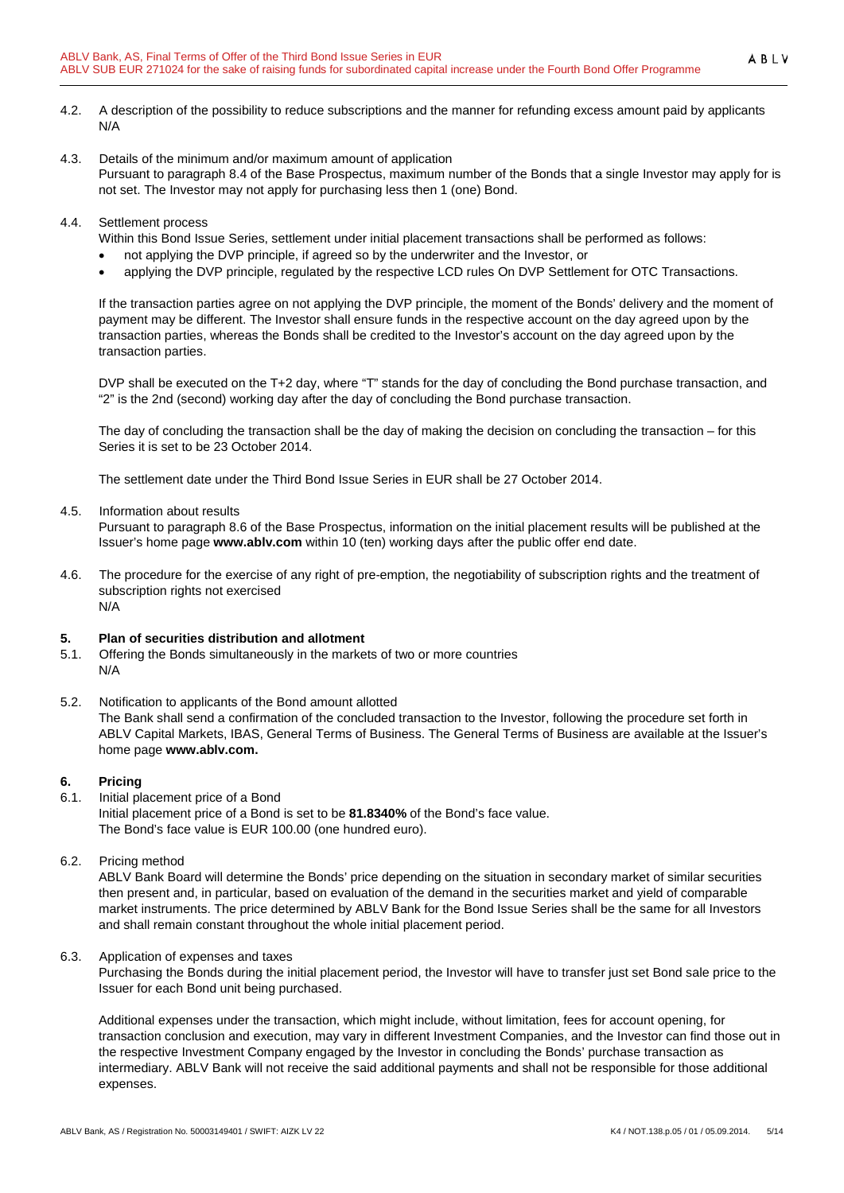4.2. A description of the possibility to reduce subscriptions and the manner for refunding excess amount paid by applicants
N/A

4.3. Details of the minimum and/or maximum amount of application
Pursuant to paragraph 8.4 of the Base Prospectus, maximum number of the Bonds that a single Investor may apply for is not set. The Investor may not apply for purchasing less then 1 (one) Bond.

4.4. Settlement process
Within this Bond Issue Series, settlement under initial placement transactions shall be performed as follows:

- not applying the DVP principle, if agreed so by the underwriter and the Investor, or
- applying the DVP principle, regulated by the respective LCD rules On DVP Settlement for OTC Transactions.

If the transaction parties agree on not applying the DVP principle, the moment of the Bonds' delivery and the moment of payment may be different. The Investor shall ensure funds in the respective account on the day agreed upon by the transaction parties, whereas the Bonds shall be credited to the Investor's account on the day agreed upon by the transaction parties.

DVP shall be executed on the T+2 day, where "T" stands for the day of concluding the Bond purchase transaction, and "2" is the 2nd (second) working day after the day of concluding the Bond purchase transaction.

The day of concluding the transaction shall be the day of making the decision on concluding the transaction – for this Series it is set to be 23 October 2014.

The settlement date under the Third Bond Issue Series in EUR shall be 27 October 2014.

4.5. Information about results
Pursuant to paragraph 8.6 of the Base Prospectus, information on the initial placement results will be published at the Issuer's home page **www.ablv.com** within 10 (ten) working days after the public offer end date.

4.6. The procedure for the exercise of any right of pre-emption, the negotiability of subscription rights and the treatment of subscription rights not exercised
N/A

## 5. Plan of securities distribution and allotment

5.1. Offering the Bonds simultaneously in the markets of two or more countries
N/A

5.2. Notification to applicants of the Bond amount allotted
The Bank shall send a confirmation of the concluded transaction to the Investor, following the procedure set forth in ABLV Capital Markets, IBAS, General Terms of Business. The General Terms of Business are available at the Issuer's home page **www.ablv.com.**

## 6. Pricing

6.1. Initial placement price of a Bond
Initial placement price of a Bond is set to be **81.8340%** of the Bond's face value.
The Bond's face value is EUR 100.00 (one hundred euro).

6.2. Pricing method
ABLV Bank Board will determine the Bonds' price depending on the situation in secondary market of similar securities then present and, in particular, based on evaluation of the demand in the securities market and yield of comparable market instruments. The price determined by ABLV Bank for the Bond Issue Series shall be the same for all Investors and shall remain constant throughout the whole initial placement period.

6.3. Application of expenses and taxes
Purchasing the Bonds during the initial placement period, the Investor will have to transfer just set Bond sale price to the Issuer for each Bond unit being purchased.

Additional expenses under the transaction, which might include, without limitation, fees for account opening, for transaction conclusion and execution, may vary in different Investment Companies, and the Investor can find those out in the respective Investment Company engaged by the Investor in concluding the Bonds' purchase transaction as intermediary. ABLV Bank will not receive the said additional payments and shall not be responsible for those additional expenses.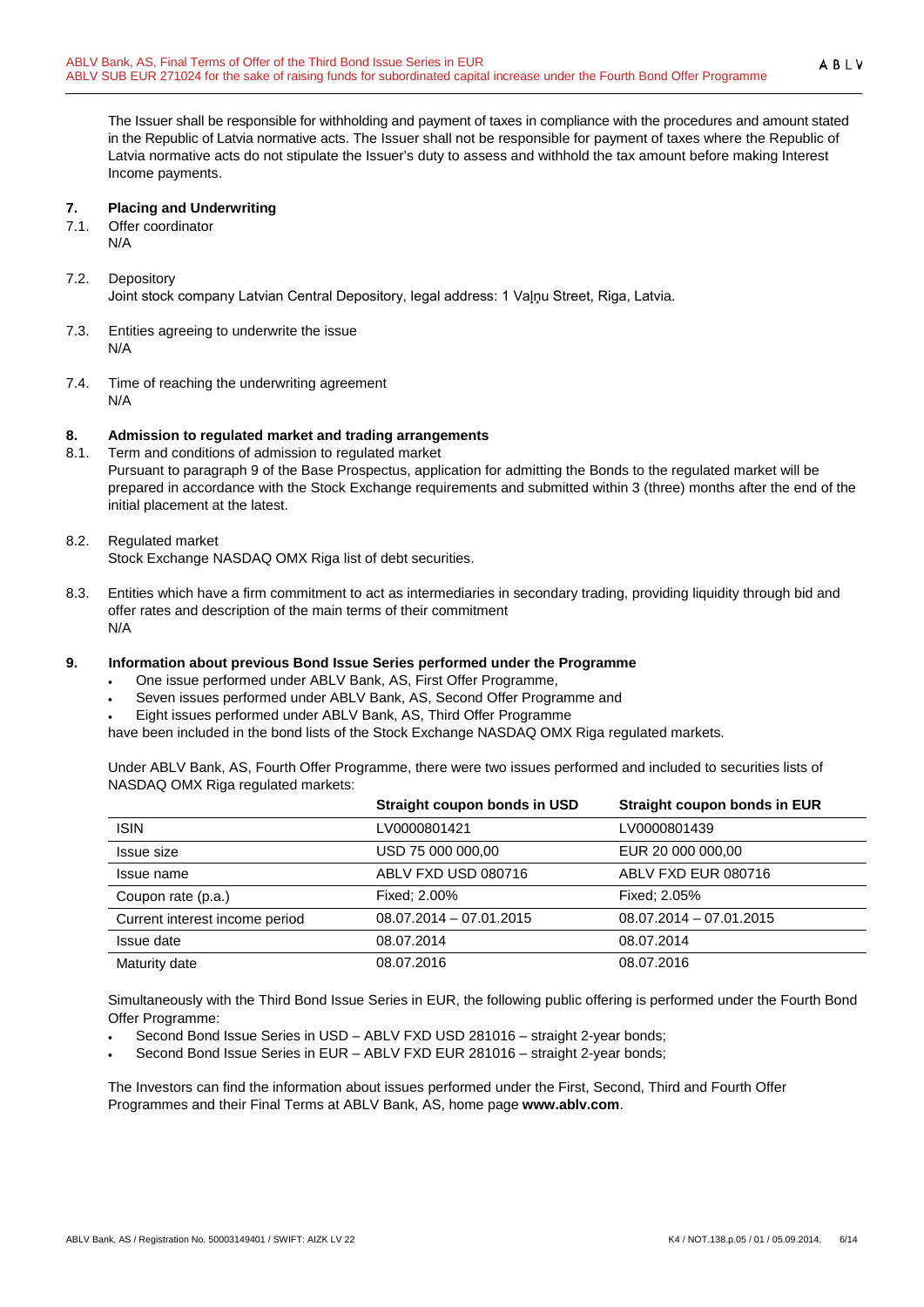The Issuer shall be responsible for withholding and payment of taxes in compliance with the procedures and amount stated in the Republic of Latvia normative acts. The Issuer shall not be responsible for payment of taxes where the Republic of Latvia normative acts do not stipulate the Issuer's duty to assess and withhold the tax amount before making Interest Income payments.

## 7. Placing and Underwriting

7.1. Offer coordinator
N/A

7.2. Depository
Joint stock company Latvian Central Depository, legal address: 1 Vaļņu Street, Riga, Latvia.

7.3. Entities agreeing to underwrite the issue
N/A

7.4. Time of reaching the underwriting agreement
N/A

## 8. Admission to regulated market and trading arrangements

8.1. Term and conditions of admission to regulated market
Pursuant to paragraph 9 of the Base Prospectus, application for admitting the Bonds to the regulated market will be prepared in accordance with the Stock Exchange requirements and submitted within 3 (three) months after the end of the initial placement at the latest.

8.2. Regulated market
Stock Exchange NASDAQ OMX Riga list of debt securities.

8.3. Entities which have a firm commitment to act as intermediaries in secondary trading, providing liquidity through bid and offer rates and description of the main terms of their commitment
N/A

## 9. Information about previous Bond Issue Series performed under the Programme

- One issue performed under ABLV Bank, AS, First Offer Programme,
- Seven issues performed under ABLV Bank, AS, Second Offer Programme and
- Eight issues performed under ABLV Bank, AS, Third Offer Programme

have been included in the bond lists of the Stock Exchange NASDAQ OMX Riga regulated markets.

Under ABLV Bank, AS, Fourth Offer Programme, there were two issues performed and included to securities lists of NASDAQ OMX Riga regulated markets:

| | Straight coupon bonds in USD | Straight coupon bonds in EUR |
|---|---|---|
| ISIN | LV0000801421 | LV0000801439 |
| Issue size | USD 75 000 000,00 | EUR 20 000 000,00 |
| Issue name | ABLV FXD USD 080716 | ABLV FXD EUR 080716 |
| Coupon rate (p.a.) | Fixed; 2.00% | Fixed; 2.05% |
| Current interest income period | 08.07.2014 – 07.01.2015 | 08.07.2014 – 07.01.2015 |
| Issue date | 08.07.2014 | 08.07.2014 |
| Maturity date | 08.07.2016 | 08.07.2016 |

Simultaneously with the Third Bond Issue Series in EUR, the following public offering is performed under the Fourth Bond Offer Programme:

- Second Bond Issue Series in USD – ABLV FXD USD 281016 – straight 2-year bonds;
- Second Bond Issue Series in EUR – ABLV FXD EUR 281016 – straight 2-year bonds;

The Investors can find the information about issues performed under the First, Second, Third and Fourth Offer Programmes and their Final Terms at ABLV Bank, AS, home page **www.ablv.com**.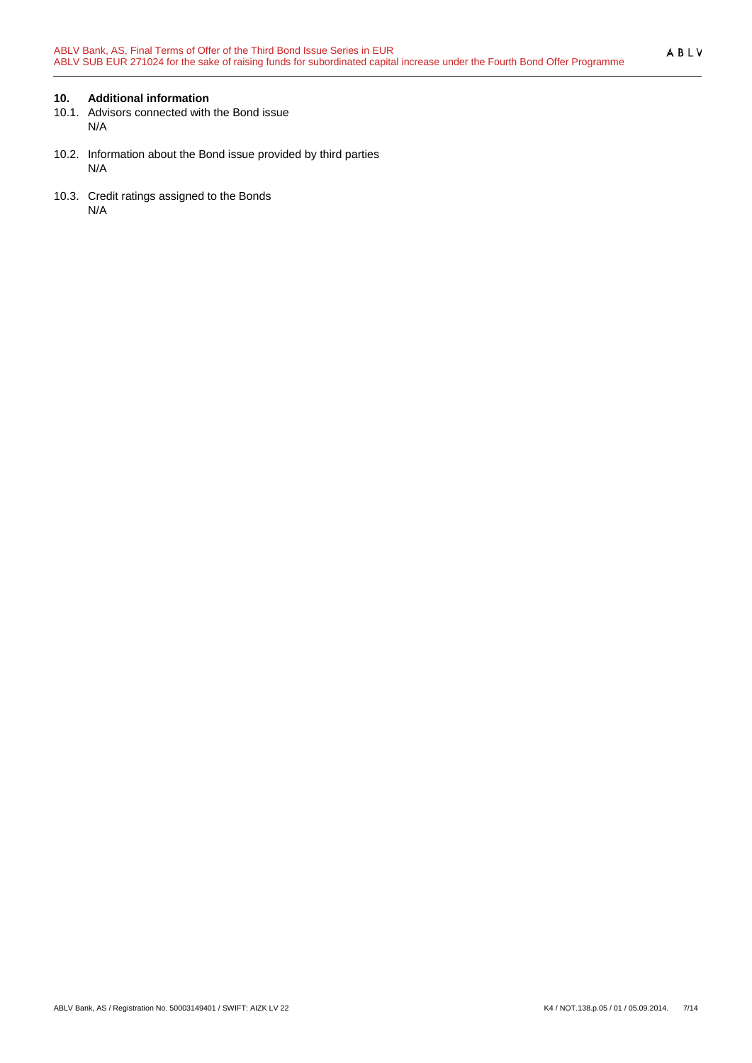## 10. Additional information

10.1. Advisors connected with the Bond issue

N/A

10.2. Information about the Bond issue provided by third parties

N/A

10.3. Credit ratings assigned to the Bonds

N/A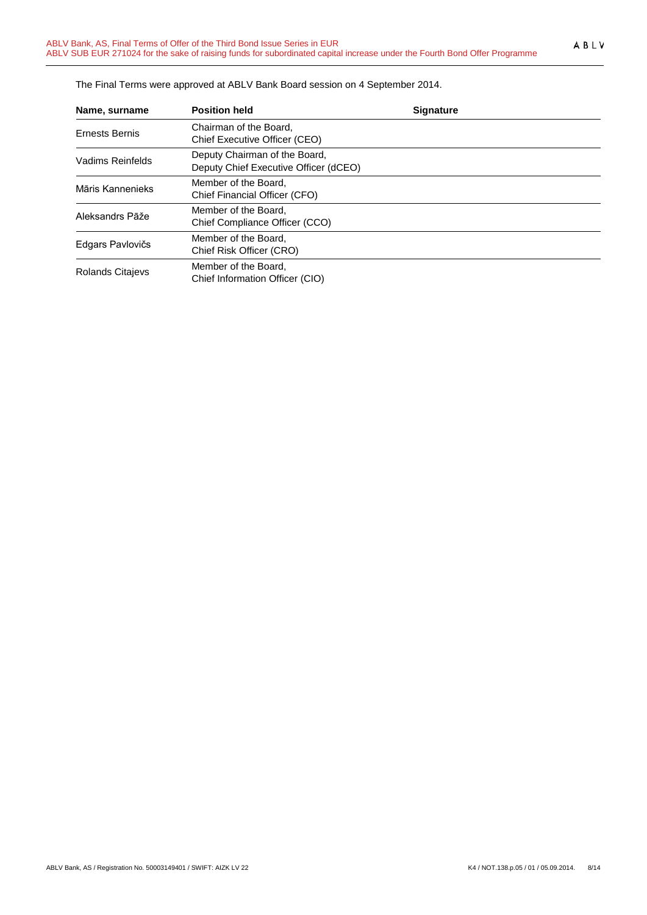The Final Terms were approved at ABLV Bank Board session on 4 September 2014.

| Name, surname | Position held | Signature |
|---|---|---|
| Ernests Bernis | Chairman of the Board, Chief Executive Officer (CEO) | |
| Vadims Reinfelds | Deputy Chairman of the Board, Deputy Chief Executive Officer (dCEO) | |
| Māris Kannenieks | Member of the Board, Chief Financial Officer (CFO) | |
| Aleksandrs Pāže | Member of the Board, Chief Compliance Officer (CCO) | |
| Edgars Pavlovičs | Member of the Board, Chief Risk Officer (CRO) | |
| Rolands Citajevs | Member of the Board, Chief Information Officer (CIO) | |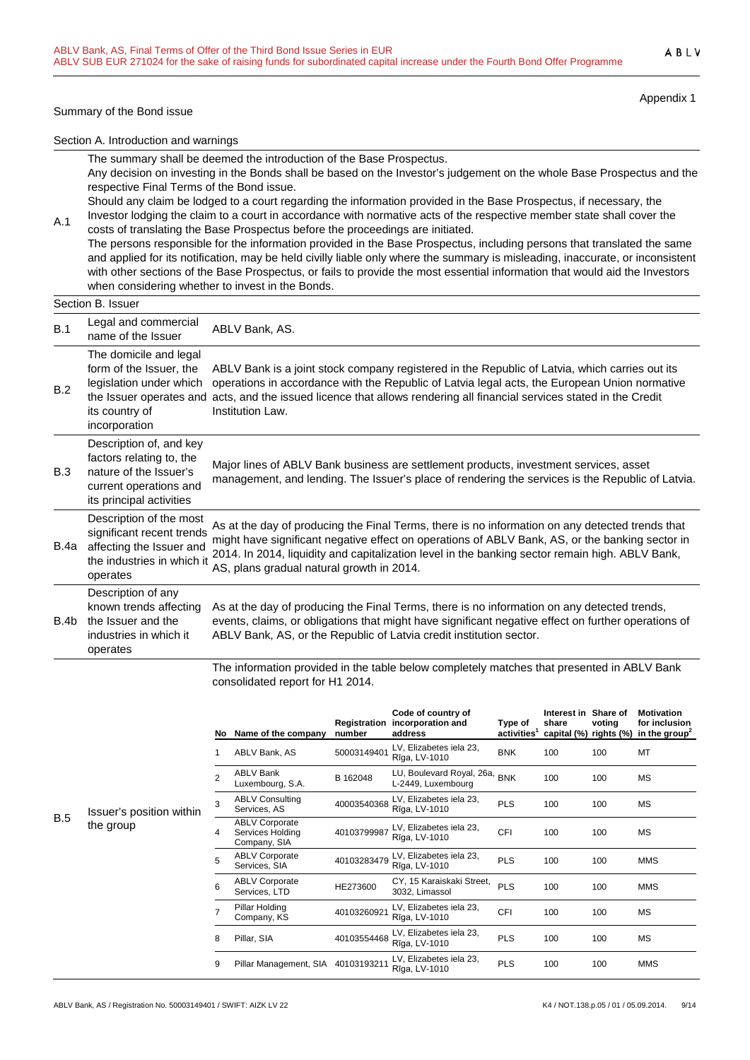Appendix 1

Summary of the Bond issue

Section A. Introduction and warnings

| | |
|---|---|
| A.1 | The summary shall be deemed the introduction of the Base Prospectus.<br>Any decision on investing in the Bonds shall be based on the Investor's judgement on the whole Base Prospectus and the respective Final Terms of the Bond issue.<br>Should any claim be lodged to a court regarding the information provided in the Base Prospectus, if necessary, the Investor lodging the claim to a court in accordance with normative acts of the respective member state shall cover the costs of translating the Base Prospectus before the proceedings are initiated.<br>The persons responsible for the information provided in the Base Prospectus, including persons that translated the same and applied for its notification, may be held civilly liable only where the summary is misleading, inaccurate, or inconsistent with other sections of the Base Prospectus, or fails to provide the most essential information that would aid the Investors when considering whether to invest in the Bonds. |

Section B. Issuer

| | | |
|---|---|---|
| B.1 | Legal and commercial name of the Issuer | ABLV Bank, AS. |
| B.2 | The domicile and legal form of the Issuer, the legislation under which the Issuer operates and its country of incorporation | ABLV Bank is a joint stock company registered in the Republic of Latvia, which carries out its operations in accordance with the Republic of Latvia legal acts, the European Union normative acts, and the issued licence that allows rendering all financial services stated in the Credit Institution Law. |
| B.3 | Description of, and key factors relating to, the nature of the Issuer's current operations and its principal activities | Major lines of ABLV Bank business are settlement products, investment services, asset management, and lending. The Issuer's place of rendering the services is the Republic of Latvia. |
| B.4a | Description of the most significant recent trends affecting the Issuer and the industries in which it operates | As at the day of producing the Final Terms, there is no information on any detected trends that might have significant negative effect on operations of ABLV Bank, AS, or the banking sector in 2014. In 2014, liquidity and capitalization level in the banking sector remain high. ABLV Bank, AS, plans gradual natural growth in 2014. |
| B.4b | Description of any known trends affecting the Issuer and the industries in which it operates | As at the day of producing the Final Terms, there is no information on any detected trends, events, claims, or obligations that might have significant negative effect on further operations of ABLV Bank, AS, or the Republic of Latvia credit institution sector. |
| B.5 | Issuer's position within the group | The information provided in the table below completely matches that presented in ABLV Bank consolidated report for H1 2014. |

| No | Name of the company | Registration number | Code of country of incorporation and address | Type of activities[1] | Interest in share capital (%) | Share of voting rights (%) | Motivation for inclusion in the group[2] |
|---|---|---|---|---|---|---|---|
| 1 | ABLV Bank, AS | 50003149401 | LV, Elizabetes iela 23, Rīga, LV-1010 | BNK | 100 | 100 | MT |
| 2 | ABLV Bank Luxembourg, S.A. | B 162048 | LU, Boulevard Royal, 26a, L-2449, Luxembourg | BNK | 100 | 100 | MS |
| 3 | ABLV Consulting Services, AS | 40003540368 | LV, Elizabetes iela 23, Rīga, LV-1010 | PLS | 100 | 100 | MS |
| 4 | ABLV Corporate Services Holding Company, SIA | 40103799987 | LV, Elizabetes iela 23, Rīga, LV-1010 | CFI | 100 | 100 | MS |
| 5 | ABLV Corporate Services, SIA | 40103283479 | LV, Elizabetes iela 23, Rīga, LV-1010 | PLS | 100 | 100 | MMS |
| 6 | ABLV Corporate Services, LTD | HE273600 | CY, 15 Karaiskaki Street, 3032, Limassol | PLS | 100 | 100 | MMS |
| 7 | Pillar Holding Company, KS | 40103260921 | LV, Elizabetes iela 23, Rīga, LV-1010 | CFI | 100 | 100 | MS |
| 8 | Pillar, SIA | 40103554468 | LV, Elizabetes iela 23, Rīga, LV-1010 | PLS | 100 | 100 | MS |
| 9 | Pillar Management, SIA | 40103193211 | LV, Elizabetes iela 23, Rīga, LV-1010 | PLS | 100 | 100 | MMS |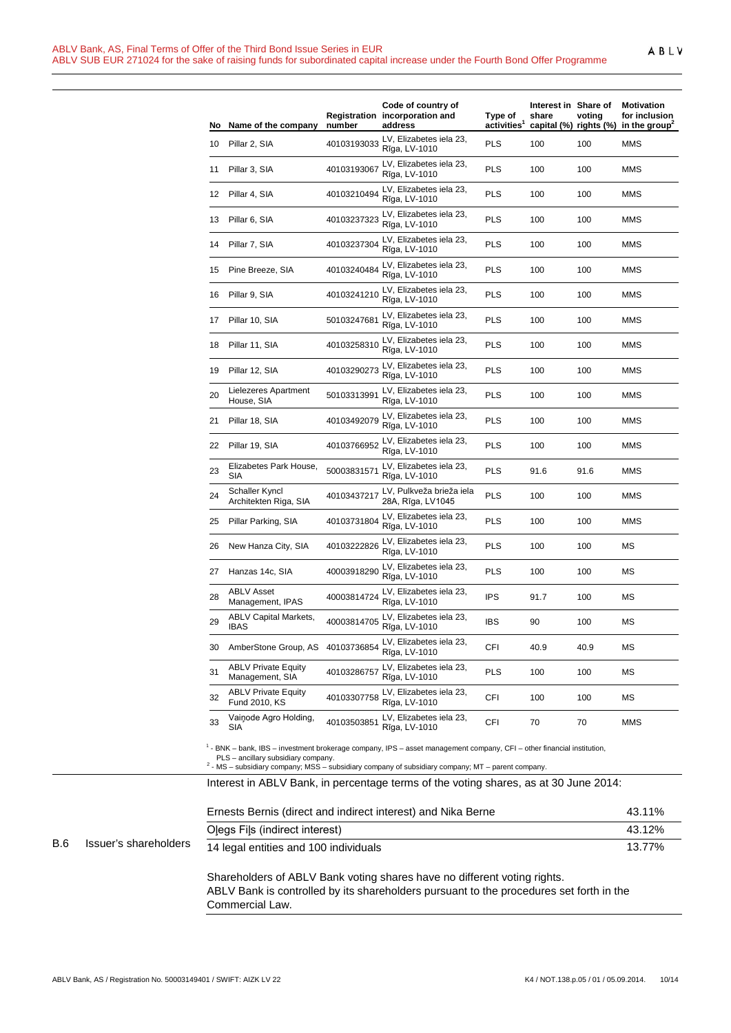| No | Name of the company | Registration number | Code of country of incorporation and address | Type of activities[1] | Interest in share capital (%) | Share of voting rights (%) | Motivation for inclusion in the group[2] |
|---|---|---|---|---|---|---|---|
| 10 | Pillar 2, SIA | 40103193033 | LV, Elizabetes iela 23, Rīga, LV-1010 | PLS | 100 | 100 | MMS |
| 11 | Pillar 3, SIA | 40103193067 | LV, Elizabetes iela 23, Rīga, LV-1010 | PLS | 100 | 100 | MMS |
| 12 | Pillar 4, SIA | 40103210494 | LV, Elizabetes iela 23, Rīga, LV-1010 | PLS | 100 | 100 | MMS |
| 13 | Pillar 6, SIA | 40103237323 | LV, Elizabetes iela 23, Rīga, LV-1010 | PLS | 100 | 100 | MMS |
| 14 | Pillar 7, SIA | 40103237304 | LV, Elizabetes iela 23, Rīga, LV-1010 | PLS | 100 | 100 | MMS |
| 15 | Pine Breeze, SIA | 40103240484 | LV, Elizabetes iela 23, Rīga, LV-1010 | PLS | 100 | 100 | MMS |
| 16 | Pillar 9, SIA | 40103241210 | LV, Elizabetes iela 23, Rīga, LV-1010 | PLS | 100 | 100 | MMS |
| 17 | Pillar 10, SIA | 50103247681 | LV, Elizabetes iela 23, Rīga, LV-1010 | PLS | 100 | 100 | MMS |
| 18 | Pillar 11, SIA | 40103258310 | LV, Elizabetes iela 23, Rīga, LV-1010 | PLS | 100 | 100 | MMS |
| 19 | Pillar 12, SIA | 40103290273 | LV, Elizabetes iela 23, Rīga, LV-1010 | PLS | 100 | 100 | MMS |
| 20 | Lielezeres Apartment House, SIA | 50103313991 | LV, Elizabetes iela 23, Rīga, LV-1010 | PLS | 100 | 100 | MMS |
| 21 | Pillar 18, SIA | 40103492079 | LV, Elizabetes iela 23, Rīga, LV-1010 | PLS | 100 | 100 | MMS |
| 22 | Pillar 19, SIA | 40103766952 | LV, Elizabetes iela 23, Rīga, LV-1010 | PLS | 100 | 100 | MMS |
| 23 | Elizabetes Park House, SIA | 50003831571 | LV, Elizabetes iela 23, Rīga, LV-1010 | PLS | 91.6 | 91.6 | MMS |
| 24 | Schaller Kyncl Architekten Riga, SIA | 40103437217 | LV, Pulkveža brieža iela 28A, Rīga, LV1045 | PLS | 100 | 100 | MMS |
| 25 | Pillar Parking, SIA | 40103731804 | LV, Elizabetes iela 23, Rīga, LV-1010 | PLS | 100 | 100 | MMS |
| 26 | New Hanza City, SIA | 40103222826 | LV, Elizabetes iela 23, Rīga, LV-1010 | PLS | 100 | 100 | MS |
| 27 | Hanzas 14c, SIA | 40003918290 | LV, Elizabetes iela 23, Rīga, LV-1010 | PLS | 100 | 100 | MS |
| 28 | ABLV Asset Management, IPAS | 40003814724 | LV, Elizabetes iela 23, Rīga, LV-1010 | IPS | 91.7 | 100 | MS |
| 29 | ABLV Capital Markets, IBAS | 40003814705 | LV, Elizabetes iela 23, Rīga, LV-1010 | IBS | 90 | 100 | MS |
| 30 | AmberStone Group, AS | 40103736854 | LV, Elizabetes iela 23, Rīga, LV-1010 | CFI | 40.9 | 40.9 | MS |
| 31 | ABLV Private Equity Management, SIA | 40103286757 | LV, Elizabetes iela 23, Rīga, LV-1010 | PLS | 100 | 100 | MS |
| 32 | ABLV Private Equity Fund 2010, KS | 40103307758 | LV, Elizabetes iela 23, Rīga, LV-1010 | CFI | 100 | 100 | MS |
| 33 | Vaiņode Agro Holding, SIA | 40103503851 | LV, Elizabetes iela 23, Rīga, LV-1010 | CFI | 70 | 70 | MMS |

[1] - BNK – bank, IBS – investment brokerage company, IPS – asset management company, CFI – other financial institution, PLS – ancillary subsidiary company.
[2] - MS – subsidiary company; MSS – subsidiary company of subsidiary company; MT – parent company.

**B.6 Issuer's shareholders**

Interest in ABLV Bank, in percentage terms of the voting shares, as at 30 June 2014:

| Shareholder | Interest |
|---|---|
| Ernests Bernis (direct and indirect interest) and Nika Berne | 43.11% |
| Oļegs Fiļs (indirect interest) | 43.12% |
| 14 legal entities and 100 individuals | 13.77% |

Shareholders of ABLV Bank voting shares have no different voting rights.
ABLV Bank is controlled by its shareholders pursuant to the procedures set forth in the Commercial Law.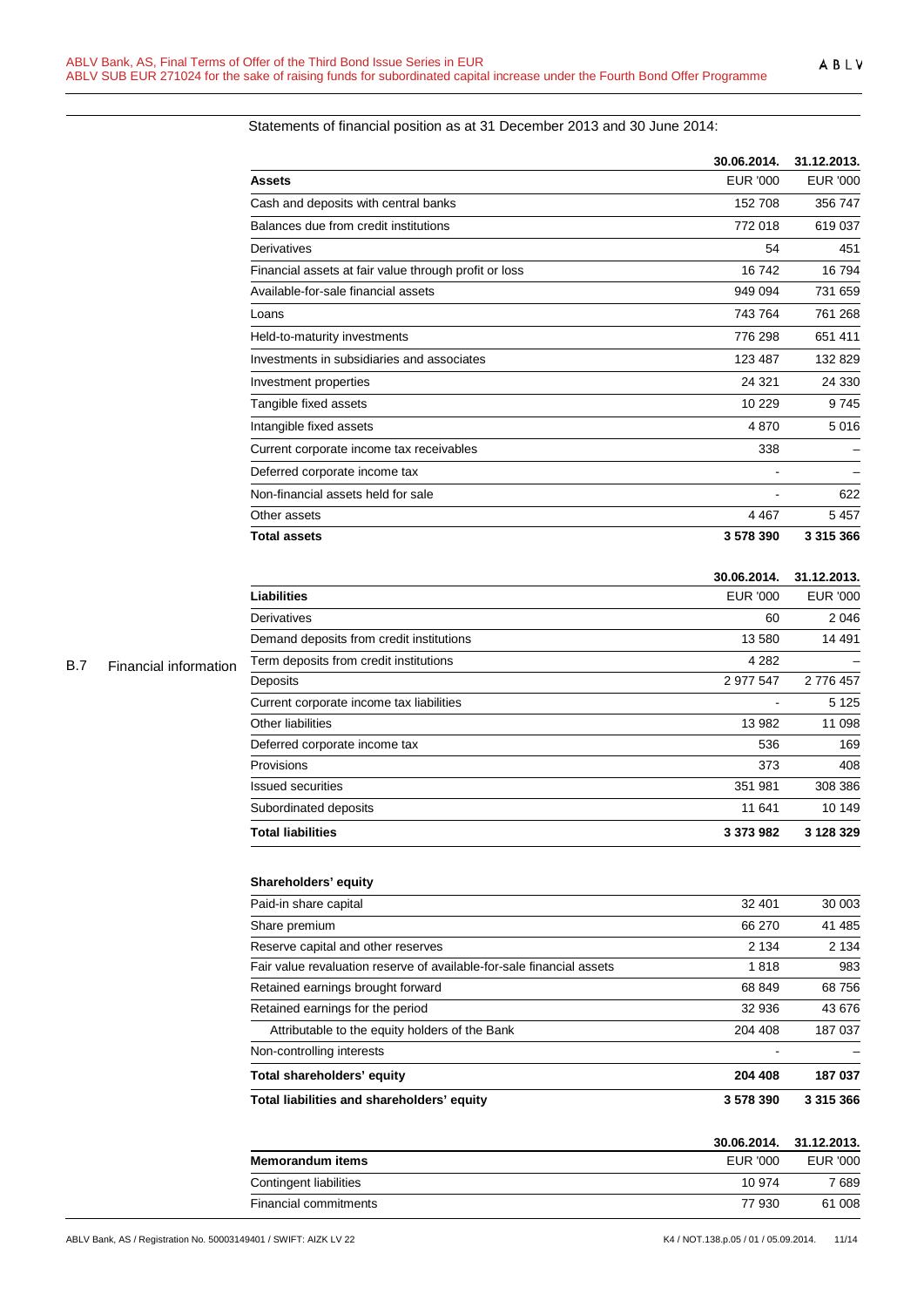B.7 Financial information

Statements of financial position as at 31 December 2013 and 30 June 2014:

| | 30.06.2014. | 31.12.2013. |
|---|---|---|
| **Assets** | EUR '000 | EUR '000 |
| Cash and deposits with central banks | 152 708 | 356 747 |
| Balances due from credit institutions | 772 018 | 619 037 |
| Derivatives | 54 | 451 |
| Financial assets at fair value through profit or loss | 16 742 | 16 794 |
| Available-for-sale financial assets | 949 094 | 731 659 |
| Loans | 743 764 | 761 268 |
| Held-to-maturity investments | 776 298 | 651 411 |
| Investments in subsidiaries and associates | 123 487 | 132 829 |
| Investment properties | 24 321 | 24 330 |
| Tangible fixed assets | 10 229 | 9 745 |
| Intangible fixed assets | 4 870 | 5 016 |
| Current corporate income tax receivables | 338 | – |
| Deferred corporate income tax | - | – |
| Non-financial assets held for sale | - | 622 |
| Other assets | 4 467 | 5 457 |
| **Total assets** | **3 578 390** | **3 315 366** |

| | 30.06.2014. | 31.12.2013. |
|---|---|---|
| **Liabilities** | EUR '000 | EUR '000 |
| Derivatives | 60 | 2 046 |
| Demand deposits from credit institutions | 13 580 | 14 491 |
| Term deposits from credit institutions | 4 282 | – |
| Deposits | 2 977 547 | 2 776 457 |
| Current corporate income tax liabilities | - | 5 125 |
| Other liabilities | 13 982 | 11 098 |
| Deferred corporate income tax | 536 | 169 |
| Provisions | 373 | 408 |
| Issued securities | 351 981 | 308 386 |
| Subordinated deposits | 11 641 | 10 149 |
| **Total liabilities** | **3 373 982** | **3 128 329** |
| | | |
| **Shareholders' equity** | | |
| Paid-in share capital | 32 401 | 30 003 |
| Share premium | 66 270 | 41 485 |
| Reserve capital and other reserves | 2 134 | 2 134 |
| Fair value revaluation reserve of available-for-sale financial assets | 1 818 | 983 |
| Retained earnings brought forward | 68 849 | 68 756 |
| Retained earnings for the period | 32 936 | 43 676 |
| Attributable to the equity holders of the Bank | 204 408 | 187 037 |
| Non-controlling interests | - | – |
| **Total shareholders' equity** | **204 408** | **187 037** |
| **Total liabilities and shareholders' equity** | **3 578 390** | **3 315 366** |

| | 30.06.2014. | 31.12.2013. |
|---|---|---|
| **Memorandum items** | EUR '000 | EUR '000 |
| Contingent liabilities | 10 974 | 7 689 |
| Financial commitments | 77 930 | 61 008 |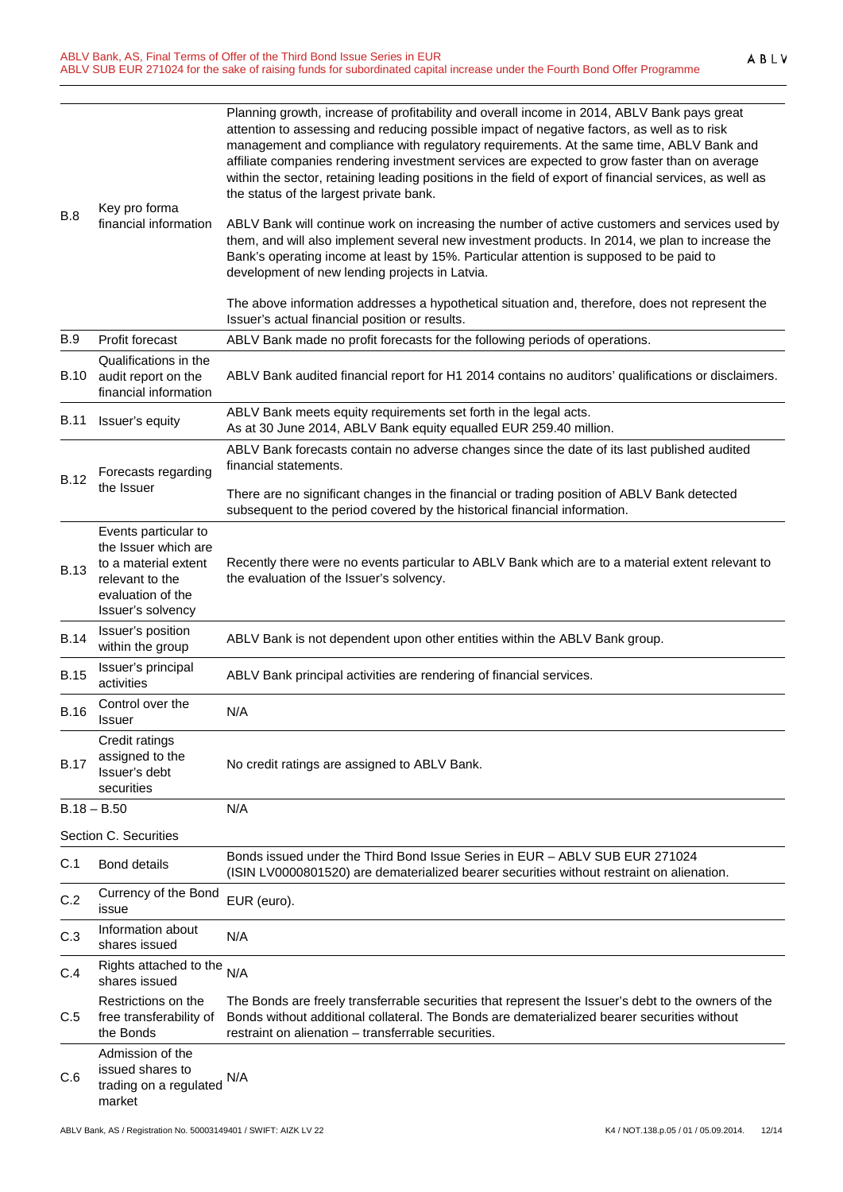| | | |
|---|---|---|
| B.8 | Key pro forma financial information | Planning growth, increase of profitability and overall income in 2014, ABLV Bank pays great attention to assessing and reducing possible impact of negative factors, as well as to risk management and compliance with regulatory requirements. At the same time, ABLV Bank and affiliate companies rendering investment services are expected to grow faster than on average within the sector, retaining leading positions in the field of export of financial services, as well as the status of the largest private bank.<br><br>ABLV Bank will continue work on increasing the number of active customers and services used by them, and will also implement several new investment products. In 2014, we plan to increase the Bank's operating income at least by 15%. Particular attention is supposed to be paid to development of new lending projects in Latvia.<br><br>The above information addresses a hypothetical situation and, therefore, does not represent the Issuer's actual financial position or results. |
| B.9 | Profit forecast | ABLV Bank made no profit forecasts for the following periods of operations. |
| B.10 | Qualifications in the audit report on the financial information | ABLV Bank audited financial report for H1 2014 contains no auditors' qualifications or disclaimers. |
| B.11 | Issuer's equity | ABLV Bank meets equity requirements set forth in the legal acts.<br>As at 30 June 2014, ABLV Bank equity equalled EUR 259.40 million. |
| B.12 | Forecasts regarding the Issuer | ABLV Bank forecasts contain no adverse changes since the date of its last published audited financial statements.<br><br>There are no significant changes in the financial or trading position of ABLV Bank detected subsequent to the period covered by the historical financial information. |
| B.13 | Events particular to the Issuer which are to a material extent relevant to the evaluation of the Issuer's solvency | Recently there were no events particular to ABLV Bank which are to a material extent relevant to the evaluation of the Issuer's solvency. |
| B.14 | Issuer's position within the group | ABLV Bank is not dependent upon other entities within the ABLV Bank group. |
| B.15 | Issuer's principal activities | ABLV Bank principal activities are rendering of financial services. |
| B.16 | Control over the Issuer | N/A |
| B.17 | Credit ratings assigned to the Issuer's debt securities | No credit ratings are assigned to ABLV Bank. |
| B.18 – B.50 | | N/A |
| **Section C. Securities** | | |
| C.1 | Bond details | Bonds issued under the Third Bond Issue Series in EUR – ABLV SUB EUR 271024 (ISIN LV0000801520) are dematerialized bearer securities without restraint on alienation. |
| C.2 | Currency of the Bond issue | EUR (euro). |
| C.3 | Information about shares issued | N/A |
| C.4 | Rights attached to the shares issued | N/A |
| C.5 | Restrictions on the free transferability of the Bonds | The Bonds are freely transferrable securities that represent the Issuer's debt to the owners of the Bonds without additional collateral. The Bonds are dematerialized bearer securities without restraint on alienation – transferrable securities. |
| C.6 | Admission of the issued shares to trading on a regulated market | N/A |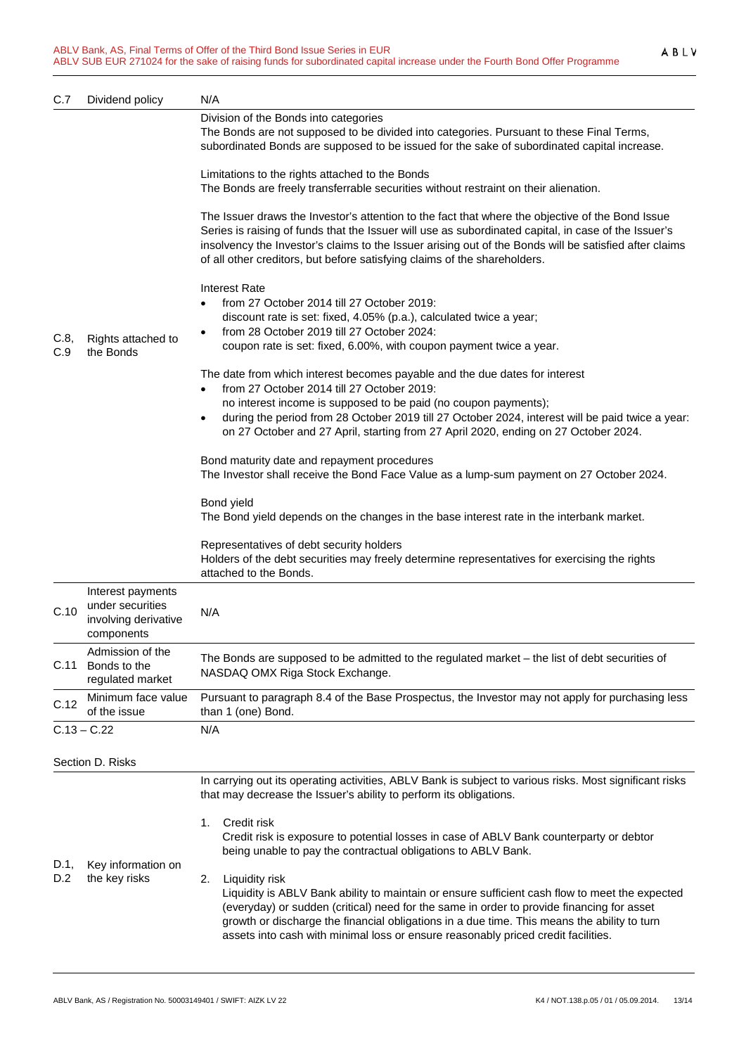| | | |
|---|---|---|
| C.7 | Dividend policy | N/A |
| C.8, C.9 | Rights attached to the Bonds | Division of the Bonds into categories<br>The Bonds are not supposed to be divided into categories. Pursuant to these Final Terms, subordinated Bonds are supposed to be issued for the sake of subordinated capital increase.<br><br>Limitations to the rights attached to the Bonds<br>The Bonds are freely transferrable securities without restraint on their alienation.<br><br>The Issuer draws the Investor's attention to the fact that where the objective of the Bond Issue Series is raising of funds that the Issuer will use as subordinated capital, in case of the Issuer's insolvency the Investor's claims to the Issuer arising out of the Bonds will be satisfied after claims of all other creditors, but before satisfying claims of the shareholders.<br><br>Interest Rate<br>• from 27 October 2014 till 27 October 2019: discount rate is set: fixed, 4.05% (p.a.), calculated twice a year;<br>• from 28 October 2019 till 27 October 2024: coupon rate is set: fixed, 6.00%, with coupon payment twice a year.<br><br>The date from which interest becomes payable and the due dates for interest<br>• from 27 October 2014 till 27 October 2019: no interest income is supposed to be paid (no coupon payments);<br>• during the period from 28 October 2019 till 27 October 2024, interest will be paid twice a year: on 27 October and 27 April, starting from 27 April 2020, ending on 27 October 2024.<br><br>Bond maturity date and repayment procedures<br>The Investor shall receive the Bond Face Value as a lump-sum payment on 27 October 2024.<br><br>Bond yield<br>The Bond yield depends on the changes in the base interest rate in the interbank market.<br><br>Representatives of debt security holders<br>Holders of the debt securities may freely determine representatives for exercising the rights attached to the Bonds. |
| C.10 | Interest payments under securities involving derivative components | N/A |
| C.11 | Admission of the Bonds to the regulated market | The Bonds are supposed to be admitted to the regulated market – the list of debt securities of NASDAQ OMX Riga Stock Exchange. |
| C.12 | Minimum face value of the issue | Pursuant to paragraph 8.4 of the Base Prospectus, the Investor may not apply for purchasing less than 1 (one) Bond. |
| C.13 – C.22 | | N/A |

Section D. Risks

| | | |
|---|---|---|
| D.1, D.2 | Key information on the key risks | In carrying out its operating activities, ABLV Bank is subject to various risks. Most significant risks that may decrease the Issuer's ability to perform its obligations.<br><br>1. Credit risk<br>Credit risk is exposure to potential losses in case of ABLV Bank counterparty or debtor being unable to pay the contractual obligations to ABLV Bank.<br><br>2. Liquidity risk<br>Liquidity is ABLV Bank ability to maintain or ensure sufficient cash flow to meet the expected (everyday) or sudden (critical) need for the same in order to provide financing for asset growth or discharge the financial obligations in a due time. This means the ability to turn assets into cash with minimal loss or ensure reasonably priced credit facilities. |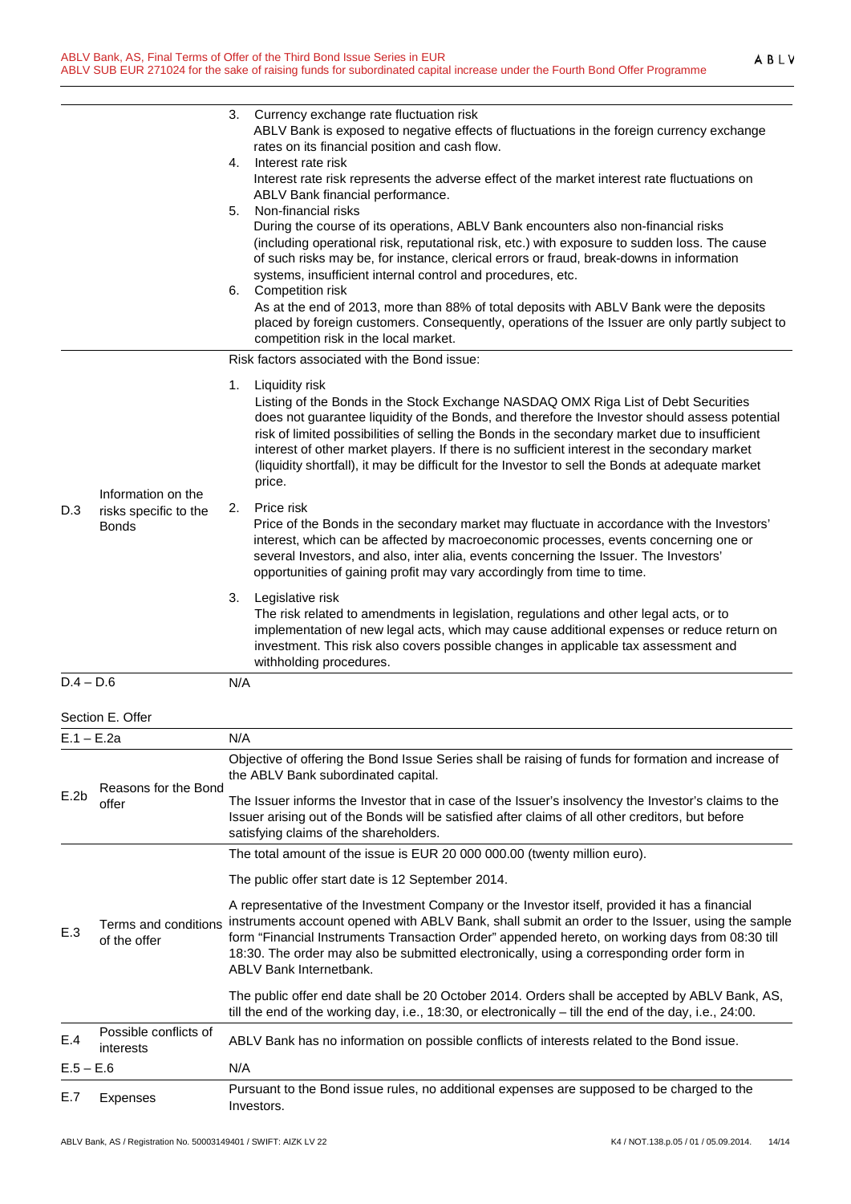| | | |
|---|---|---|
| | | 3. Currency exchange rate fluctuation risk<br>ABLV Bank is exposed to negative effects of fluctuations in the foreign currency exchange rates on its financial position and cash flow.<br>4. Interest rate risk<br>Interest rate risk represents the adverse effect of the market interest rate fluctuations on ABLV Bank financial performance.<br>5. Non-financial risks<br>During the course of its operations, ABLV Bank encounters also non-financial risks (including operational risk, reputational risk, etc.) with exposure to sudden loss. The cause of such risks may be, for instance, clerical errors or fraud, break-downs in information systems, insufficient internal control and procedures, etc.<br>6. Competition risk<br>As at the end of 2013, more than 88% of total deposits with ABLV Bank were the deposits placed by foreign customers. Consequently, operations of the Issuer are only partly subject to competition risk in the local market. |
| D.3 | Information on the risks specific to the Bonds | Risk factors associated with the Bond issue:<br>1. Liquidity risk<br>Listing of the Bonds in the Stock Exchange NASDAQ OMX Riga List of Debt Securities does not guarantee liquidity of the Bonds, and therefore the Investor should assess potential risk of limited possibilities of selling the Bonds in the secondary market due to insufficient interest of other market players. If there is no sufficient interest in the secondary market (liquidity shortfall), it may be difficult for the Investor to sell the Bonds at adequate market price.<br>2. Price risk<br>Price of the Bonds in the secondary market may fluctuate in accordance with the Investors' interest, which can be affected by macroeconomic processes, events concerning one or several Investors, and also, inter alia, events concerning the Issuer. The Investors' opportunities of gaining profit may vary accordingly from time to time.<br>3. Legislative risk<br>The risk related to amendments in legislation, regulations and other legal acts, or to implementation of new legal acts, which may cause additional expenses or reduce return on investment. This risk also covers possible changes in applicable tax assessment and withholding procedures. |
| D.4 – D.6 | | N/A |

Section E. Offer

| | | |
|---|---|---|
| E.1 – E.2a | | N/A |
| E.2b | Reasons for the Bond offer | Objective of offering the Bond Issue Series shall be raising of funds for formation and increase of the ABLV Bank subordinated capital.<br>The Issuer informs the Investor that in case of the Issuer's insolvency the Investor's claims to the Issuer arising out of the Bonds will be satisfied after claims of all other creditors, but before satisfying claims of the shareholders. |
| E.3 | Terms and conditions of the offer | The total amount of the issue is EUR 20 000 000.00 (twenty million euro).<br>The public offer start date is 12 September 2014.<br>A representative of the Investment Company or the Investor itself, provided it has a financial instruments account opened with ABLV Bank, shall submit an order to the Issuer, using the sample form "Financial Instruments Transaction Order" appended hereto, on working days from 08:30 till 18:30. The order may also be submitted electronically, using a corresponding order form in ABLV Bank Internetbank.<br>The public offer end date shall be 20 October 2014. Orders shall be accepted by ABLV Bank, AS, till the end of the working day, i.e., 18:30, or electronically – till the end of the day, i.e., 24:00. |
| E.4 | Possible conflicts of interests | ABLV Bank has no information on possible conflicts of interests related to the Bond issue. |
| E.5 – E.6 | | N/A |
| E.7 | Expenses | Pursuant to the Bond issue rules, no additional expenses are supposed to be charged to the Investors. |